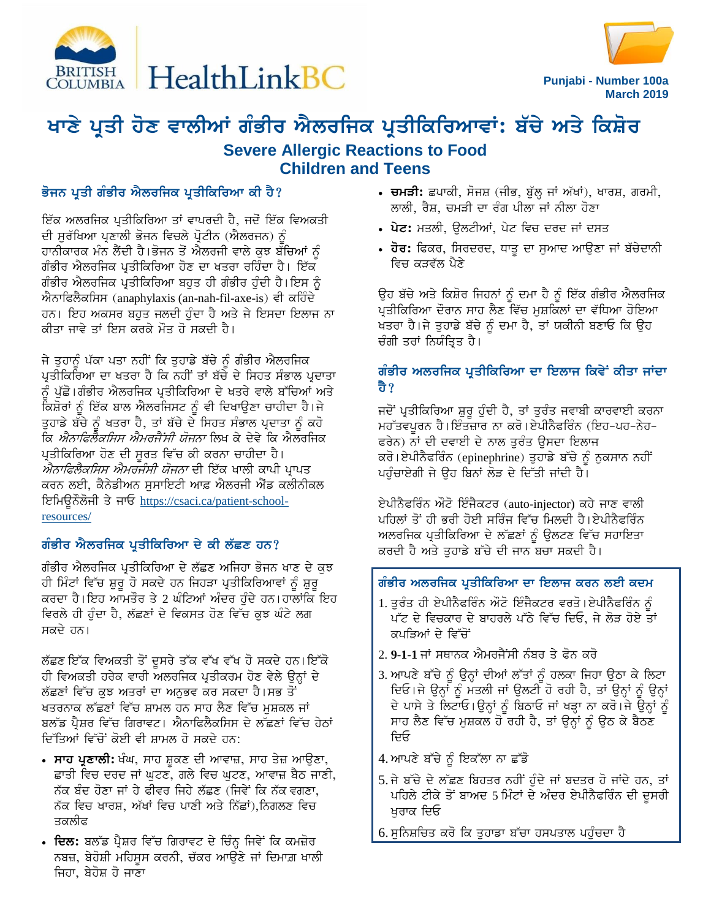BRITISH COLUMBIA | HealthLinkBC

Punjabi - Number 100a
March 2019

# ਖਾਣੇ ਪ੍ਰਤੀ ਹੋਣ ਵਾਲੀਆਂ ਗੰਭੀਰ ਐਲਰਜਿਕ ਪ੍ਰਤੀਕਿਰਿਆਵਾਂ: ਬੱਚੇ ਅਤੇ ਕਿਸ਼ੋਰ

## Severe Allergic Reactions to Food Children and Teens

### ਭੋਜਨ ਪ੍ਰਤੀ ਗੰਭੀਰ ਐਲਰਜਿਕ ਪ੍ਰਤੀਕਿਰਿਆ ਕੀ ਹੈ?

ਇੱਕ ਅਲਰਜਿਕ ਪ੍ਰਤੀਕਿਰਿਆ ਤਾਂ ਵਾਪਰਦੀ ਹੈ, ਜਦੋਂ ਇੱਕ ਵਿਅਕਤੀ ਦੀ ਸੁਰੱਖਿਆ ਪ੍ਰਣਾਲੀ ਭੋਜਨ ਵਿਚਲੇ ਪ੍ਰੋਟੀਨ (ਐਲਰਜਨ) ਨੂੰ ਹਾਨੀਕਾਰਕ ਮੰਨ ਲੈਂਦੀ ਹੈ। ਭੋਜਨ ਤੋਂ ਐਲਰਜੀ ਵਾਲੇ ਕੁਝ ਬੱਚਿਆਂ ਨੂੰ ਗੰਭੀਰ ਐਲਰਜਿਕ ਪ੍ਰਤੀਕਿਰਿਆ ਹੋਣ ਦਾ ਖਤਰਾ ਰਹਿੰਦਾ ਹੈ। ਇੱਕ ਗੰਭੀਰ ਐਲਰਜਿਕ ਪ੍ਰਤੀਕਿਰਿਆ ਬਹੁਤ ਹੀ ਗੰਭੀਰ ਹੁੰਦੀ ਹੈ। ਇਸ ਨੂੰ ਐਨਾਫਿਲੈਕਸਿਸ (anaphylaxis (an-nah-fil-axe-is) ਵੀ ਕਹਿੰਦੇ ਹਨ। ਇਹ ਅਕਸਰ ਬਹੁਤ ਜਲਦੀ ਹੁੰਦਾ ਹੈ ਅਤੇ ਜੇ ਇਸਦਾ ਇਲਾਜ ਨਾ ਕੀਤਾ ਜਾਵੇ ਤਾਂ ਇਸ ਕਰਕੇ ਮੌਤ ਹੋ ਸਕਦੀ ਹੈ।

ਜੇ ਤੁਹਾਨੂੰ ਪੱਕਾ ਪਤਾ ਨਹੀਂ ਕਿ ਤੁਹਾਡੇ ਬੱਚੇ ਨੂੰ ਗੰਭੀਰ ਐਲਰਜਿਕ ਪ੍ਰਤੀਕਿਰਿਆ ਦਾ ਖਤਰਾ ਹੈ ਕਿ ਨਹੀਂ ਤਾਂ ਬੱਚੇ ਦੇ ਸਿਹਤ ਸੰਭਾਲ ਪ੍ਰਦਾਤਾ ਨੂੰ ਪੁੱਛੋ। ਗੰਭੀਰ ਐਲਰਜਿਕ ਪ੍ਰਤੀਕਿਰਿਆ ਦੇ ਖਤਰੇ ਵਾਲੇ ਬੱਚਿਆਂ ਅਤੇ ਕਿਸ਼ੋਰਾਂ ਨੂੰ ਇੱਕ ਬਾਲ ਐਲਰਜਿਸਟ ਨੂੰ ਵੀ ਦਿਖਾਉਣਾ ਚਾਹੀਦਾ ਹੈ। ਜੇ ਤੁਹਾਡੇ ਬੱਚੇ ਨੂੰ ਖਤਰਾ ਹੈ, ਤਾਂ ਬੱਚੇ ਦੇ ਸਿਹਤ ਸੰਭਾਲ ਪ੍ਰਦਾਤਾ ਨੂੰ ਕਹੋ ਕਿ *ਐਨਾਫਿਲੈਕਸਿਸ ਐਮਰਜੈਂਸੀ ਯੋਜਨਾ* ਲਿਖ ਕੇ ਦੇਵੇ ਕਿ ਐਲਰਜਿਕ ਪ੍ਰਤੀਕਿਰਿਆ ਹੋਣ ਦੀ ਸੂਰਤ ਵਿੱਚ ਕੀ ਕਰਨਾ ਚਾਹੀਦਾ ਹੈ। *ਐਨਾਫਿਲੈਕਸਿਸ ਐਮਰਜੰਸੀ ਯੋਜਨਾ* ਦੀ ਇੱਕ ਖਾਲੀ ਕਾਪੀ ਪ੍ਰਾਪਤ ਕਰਨ ਲਈ, ਕੈਨੇਡੀਅਨ ਸੁਸਾਇਟੀ ਆਫ਼ ਐਲਰਜੀ ਐਂਡ ਕਲੀਨੀਕਲ ਇਮਿਊਨੋਲੋਜੀ ਤੇ ਜਾਓ https://csaci.ca/patient-school-resources/

### ਗੰਭੀਰ ਐਲਰਜਿਕ ਪ੍ਰਤੀਕਿਰਿਆ ਦੇ ਕੀ ਲੱਛਣ ਹਨ?

ਗੰਭੀਰ ਐਲਰਜਿਕ ਪ੍ਰਤੀਕਿਰਿਆ ਦੇ ਲੱਛਣ ਅਜਿਹਾ ਭੋਜਨ ਖਾਣ ਦੇ ਕੁਝ ਹੀ ਮਿੰਟਾਂ ਵਿੱਚ ਸ਼ੁਰੂ ਹੋ ਸਕਦੇ ਹਨ ਜਿਹੜਾ ਪ੍ਰਤੀਕਿਰਿਆਵਾਂ ਨੂੰ ਸ਼ੁਰੂ ਕਰਦਾ ਹੈ। ਇਹ ਆਮਤੌਰ ਤੇ 2 ਘੰਟਿਆਂ ਅੰਦਰ ਹੁੰਦੇ ਹਨ। ਹਾਲਾਂਕਿ ਇਹ ਵਿਰਲੇ ਹੀ ਹੁੰਦਾ ਹੈ, ਲੱਛਣਾਂ ਦੇ ਵਿਕਸਤ ਹੋਣ ਵਿੱਚ ਕੁਝ ਘੰਟੇ ਲਗ ਸਕਦੇ ਹਨ।

ਲੱਛਣ ਇੱਕ ਵਿਅਕਤੀ ਤੋਂ ਦੂਸਰੇ ਤੱਕ ਵੱਖ ਵੱਖ ਹੋ ਸਕਦੇ ਹਨ। ਇੱਕੋ ਹੀ ਵਿਅਕਤੀ ਹਰੇਕ ਵਾਰੀ ਅਲਰਜਿਕ ਪ੍ਰਤੀਕਰਮ ਹੋਣ ਵੇਲੇ ਉਨ੍ਹਾਂ ਦੇ ਲੱਛਣਾਂ ਵਿੱਚ ਕੁਝ ਅਤਰਾਂ ਦਾ ਅਨੁਭਵ ਕਰ ਸਕਦਾ ਹੈ। ਸਭ ਤੋਂ ਖਤਰਨਾਕ ਲੱਛਣਾਂ ਵਿੱਚ ਸ਼ਾਮਲ ਹਨ ਸਾਹ ਲੈਣ ਵਿੱਚ ਮੁਸ਼ਕਲ ਜਾਂ ਬਲੱਡ ਪ੍ਰੈਸ਼ਰ ਵਿੱਚ ਗਿਰਾਵਟ। ਐਨਾਫਿਲੈਕਸਿਸ ਦੇ ਲੱਛਣਾਂ ਵਿੱਚ ਹੇਠਾਂ ਦਿੱਤਿਆਂ ਵਿੱਚੋਂ ਕੋਈ ਵੀ ਸ਼ਾਮਲ ਹੋ ਸਕਦੇ ਹਨ:

- **ਸਾਹ ਪ੍ਰਣਾਲੀ:** ਖੰਘ, ਸਾਹ ਸੂਕਣ ਦੀ ਆਵਾਜ਼, ਸਾਹ ਤੇਜ਼ ਆਉਣਾ, ਛਾਤੀ ਵਿਚ ਦਰਦ ਜਾਂ ਘੁਟਣ, ਗਲੇ ਵਿਚ ਘੁਟਣ, ਆਵਾਜ਼ ਬੈਠ ਜਾਣੀ, ਨੱਕ ਬੰਦ ਹੋਣਾ ਜਾਂ ਹੇ ਫੀਵਰ ਜਿਹੇ ਲੱਛਣ (ਜਿਵੇਂ ਕਿ ਨੱਕ ਵਗਣਾ, ਨੱਕ ਵਿਚ ਖਾਰਸ਼, ਅੱਖਾਂ ਵਿਚ ਪਾਣੀ ਅਤੇ ਨਿੱਛਾਂ), ਨਿਗਲਣ ਵਿਚ ਤਕਲੀਫ
- **ਦਿਲ:** ਬਲੱਡ ਪ੍ਰੈਸ਼ਰ ਵਿੱਚ ਗਿਰਾਵਟ ਦੇ ਚਿੰਨ੍ਹ ਜਿਵੇਂ ਕਿ ਕਮਜ਼ੋਰ ਨਬਜ਼, ਬੇਹੋਸ਼ੀ ਮਹਿਸੂਸ ਕਰਨੀ, ਚੱਕਰ ਆਉਣੇ ਜਾਂ ਦਿਮਾਗ਼ ਖਾਲੀ ਜਿਹਾ, ਬੇਹੋਸ਼ ਹੋ ਜਾਣਾ
- **ਚਮੜੀ:** ਛਪਾਕੀ, ਸੋਜਸ਼ (ਜੀਭ, ਬੁੱਲ੍ਹ ਜਾਂ ਅੱਖਾਂ), ਖਾਰਸ਼, ਗਰਮੀ, ਲਾਲੀ, ਰੈਸ਼, ਚਮੜੀ ਦਾ ਰੰਗ ਪੀਲਾ ਜਾਂ ਨੀਲਾ ਹੋਣਾ
- **ਪੇਟ:** ਮਤਲੀ, ਉਲਟੀਆਂ, ਪੇਟ ਵਿਚ ਦਰਦ ਜਾਂ ਦਸਤ
- **ਹੋਰ:** ਫਿਕਰ, ਸਿਰਦਰਦ, ਧਾਤੂ ਦਾ ਸੁਆਦ ਆਉਣਾ ਜਾਂ ਬੱਚੇਦਾਨੀ ਵਿਚ ਕੜਵੱਲ ਪੈਣੇ

ਉਹ ਬੱਚੇ ਅਤੇ ਕਿਸ਼ੋਰ ਜਿਹਨਾਂ ਨੂੰ ਦਮਾ ਹੈ ਨੂੰ ਇੱਕ ਗੰਭੀਰ ਐਲਰਜਿਕ ਪ੍ਰਤੀਕਿਰਿਆ ਦੌਰਾਨ ਸਾਹ ਲੈਣ ਵਿੱਚ ਮੁਸ਼ਕਿਲਾਂ ਦਾ ਵੱਧਿਆ ਹੋਇਆ ਖਤਰਾ ਹੈ। ਜੇ ਤੁਹਾਡੇ ਬੱਚੇ ਨੂੰ ਦਮਾ ਹੈ, ਤਾਂ ਯਕੀਨੀ ਬਣਾਓ ਕਿ ਉਹ ਚੰਗੀ ਤਰਾਂ ਨਿਯੰਤ੍ਰਿਤ ਹੈ।

### ਗੰਭੀਰ ਅਲਰਜਿਕ ਪ੍ਰਤੀਕਿਰਿਆ ਦਾ ਇਲਾਜ ਕਿਵੇਂ ਕੀਤਾ ਜਾਂਦਾ ਹੈ?

ਜਦੋਂ ਪ੍ਰਤੀਕਿਰਿਆ ਸ਼ੁਰੂ ਹੁੰਦੀ ਹੈ, ਤਾਂ ਤੁਰੰਤ ਜਵਾਬੀ ਕਾਰਵਾਈ ਕਰਨਾ ਮਹੱਤਵਪੂਰਨ ਹੈ। ਇੰਤਜ਼ਾਰ ਨਾ ਕਰੋ। ਏਪੀਨੈਫਰਿੰਨ (ਇਹ-ਪਹ-ਨੇਹ-ਫਰੇਨ) ਨਾਂ ਦੀ ਦਵਾਈ ਦੇ ਨਾਲ ਤੁਰੰਤ ਉਸਦਾ ਇਲਾਜ ਕਰੋ। ਏਪੀਨੈਫਰਿੰਨ (epinephrine) ਤੁਹਾਡੇ ਬੱਚੇ ਨੂੰ ਨੁਕਸਾਨ ਨਹੀਂ ਪਹੁੰਚਾਏਗੀ ਜੇ ਉਹ ਬਿਨਾਂ ਲੋੜ ਦੇ ਦਿੱਤੀ ਜਾਂਦੀ ਹੈ।

ਏਪੀਨੈਫਰਿੰਨ ਔਟੋ ਇੰਜੈਕਟਰ (auto-injector) ਕਹੇ ਜਾਣ ਵਾਲੀ ਪਹਿਲਾਂ ਤੋਂ ਹੀ ਭਰੀ ਹੋਈ ਸਰਿੰਜ ਵਿੱਚ ਮਿਲਦੀ ਹੈ। ਏਪੀਨੈਫਰਿੰਨ ਅਲਰਜਿਕ ਪ੍ਰਤੀਕਿਰਿਆ ਦੇ ਲੱਛਣਾਂ ਨੂੰ ਉਲਟਣ ਵਿੱਚ ਸਹਾਇਤਾ ਕਰਦੀ ਹੈ ਅਤੇ ਤੁਹਾਡੇ ਬੱਚੇ ਦੀ ਜਾਨ ਬਚਾ ਸਕਦੀ ਹੈ।

### ਗੰਭੀਰ ਅਲਰਜਿਕ ਪ੍ਰਤੀਕਿਰਿਆ ਦਾ ਇਲਾਜ ਕਰਨ ਲਈ ਕਦਮ

1. ਤੁਰੰਤ ਹੀ ਏਪੀਨੈਫਰਿੰਨ ਔਟੋ ਇੰਜੈਕਟਰ ਵਰਤੋ। ਏਪੀਨੈਫਰਿੰਨ ਨੂੰ ਪੱਟ ਦੇ ਵਿਚਕਾਰ ਦੇ ਬਾਹਰਲੇ ਪੱਠੇ ਵਿੱਚ ਦਿਓ, ਜੇ ਲੋੜ ਹੋਏ ਤਾਂ ਕਪੜਿਆਂ ਦੇ ਵਿੱਚੋਂ
2. **9-1-1** ਜਾਂ ਸਥਾਨਕ ਐਮਰਜੈਂਸੀ ਨੰਬਰ ਤੇ ਫੋਨ ਕਰੋ
3. ਆਪਣੇ ਬੱਚੇ ਨੂੰ ਉਨ੍ਹਾਂ ਦੀਆਂ ਲੱਤਾਂ ਨੂੰ ਹਲਕਾ ਜਿਹਾ ਉਠਾ ਕੇ ਲਿਟਾ ਦਿਓ। ਜੇ ਉਨ੍ਹਾਂ ਨੂੰ ਮਤਲੀ ਜਾਂ ਉਲਟੀ ਹੋ ਰਹੀ ਹੈ, ਤਾਂ ਉਨ੍ਹਾਂ ਨੂੰ ਉਨ੍ਹਾਂ ਦੇ ਪਾਸੇ ਤੇ ਲਿਟਾਓ। ਉਨ੍ਹਾਂ ਨੂੰ ਬਿਠਾਓ ਜਾਂ ਖੜ੍ਹਾ ਨਾ ਕਰੋ। ਜੇ ਉਨ੍ਹਾਂ ਨੂੰ ਸਾਹ ਲੈਣ ਵਿੱਚ ਮੁਸ਼ਕਲ ਹੋ ਰਹੀ ਹੈ, ਤਾਂ ਉਨ੍ਹਾਂ ਨੂੰ ਉਠ ਕੇ ਬੈਠਣ ਦਿਓ
4. ਆਪਣੇ ਬੱਚੇ ਨੂੰ ਇਕੱਲਾ ਨਾ ਛੱਡੋ
5. ਜੇ ਬੱਚੇ ਦੇ ਲੱਛਣ ਬਿਹਤਰ ਨਹੀਂ ਹੁੰਦੇ ਜਾਂ ਬਦਤਰ ਹੋ ਜਾਂਦੇ ਹਨ, ਤਾਂ ਪਹਿਲੇ ਟੀਕੇ ਤੋਂ ਬਾਅਦ 5 ਮਿੰਟਾਂ ਦੇ ਅੰਦਰ ਏਪੀਨੈਫਰਿੰਨ ਦੀ ਦੂਸਰੀ ਖੁਰਾਕ ਦਿਓ
6. ਸੁਨਿਸ਼ਚਿਤ ਕਰੋ ਕਿ ਤੁਹਾਡਾ ਬੱਚਾ ਹਸਪਤਾਲ ਪਹੁੰਚਦਾ ਹੈ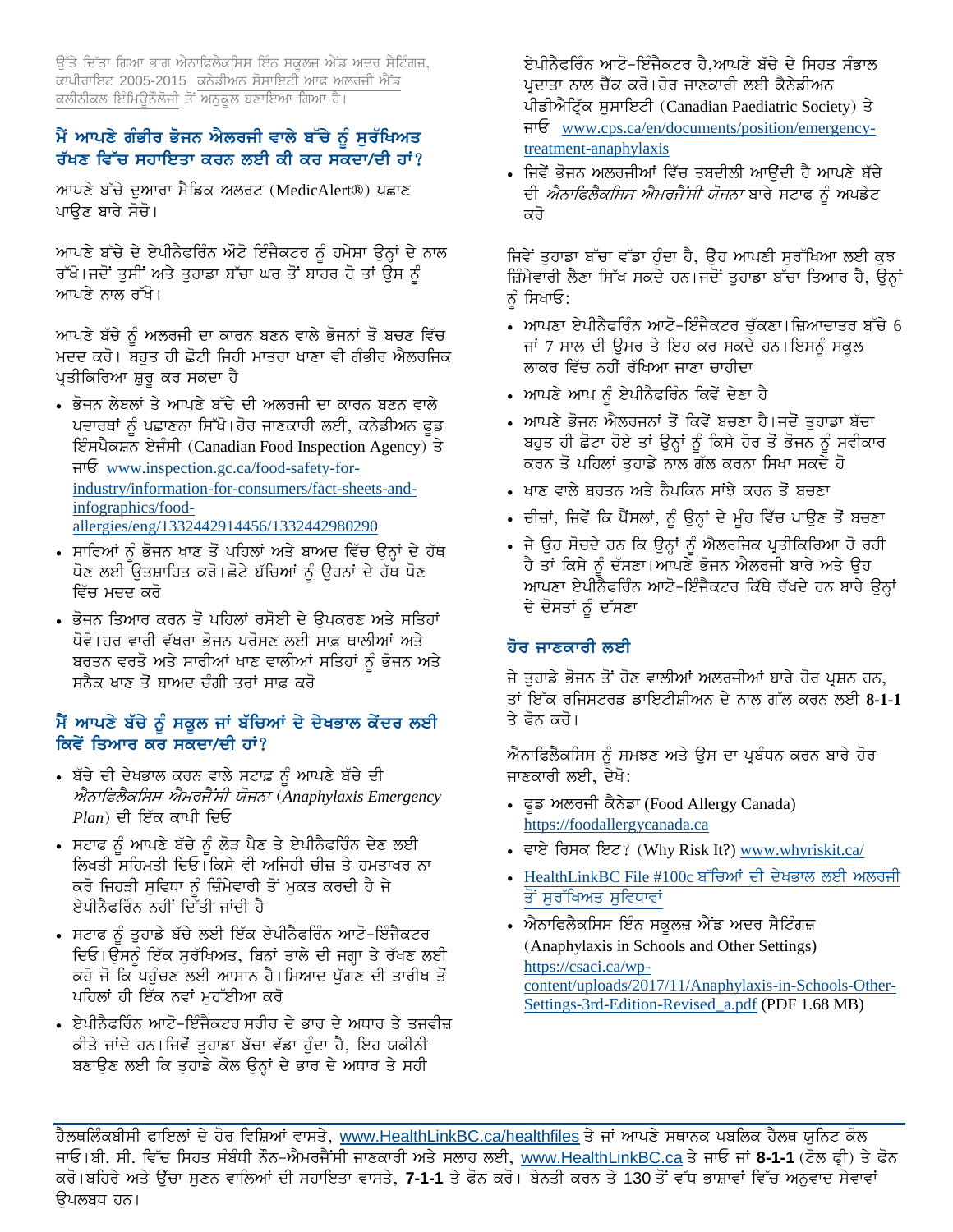ਉੱਤੇ ਦਿੱਤਾ ਗਿਆ ਭਾਗ ਐਨਾਫਿਲੈਕਸਿਸ ਇੰਨ ਸਕੂਲਜ਼ ਐਂਡ ਅਦਰ ਸੈਟਿੰਗਜ਼, ਕਾਪੀਰਾਇਟ 2005-2015 ਕਨੇਡੀਅਨ ਸੋਸਾਇਟੀ ਆਫ ਅਲਰਜੀ ਐਂਡ ਕਲੀਨੀਕਲ ਇੰਮਿਊਨੋਲੋਜੀ ਤੋਂ ਅਨੁਕੂਲ ਬਣਾਇਆ ਗਿਆ ਹੈ।

## ਮੈਂ ਆਪਣੇ ਗੰਭੀਰ ਭੋਜਨ ਐਲਰਜੀ ਵਾਲੇ ਬੱਚੇ ਨੂੰ ਸੁਰੱਖਿਅਤ ਰੱਖਣ ਵਿੱਚ ਸਹਾਇਤਾ ਕਰਨ ਲਈ ਕੀ ਕਰ ਸਕਦਾ/ਦੀ ਹਾਂ?

ਆਪਣੇ ਬੱਚੇ ਦੁਆਰਾ ਮੈਡਿਕ ਅਲਰਟ (MedicAlert®) ਪਛਾਣ ਪਾਉਣ ਬਾਰੇ ਸੋਚੋ।

ਆਪਣੇ ਬੱਚੇ ਦੇ ਏਪੀਨੈਫਰਿੰਨ ਔਟੋ ਇੰਜੈਕਟਰ ਨੂੰ ਹਮੇਸ਼ਾ ਉਨ੍ਹਾਂ ਦੇ ਨਾਲ ਰੱਖੋ। ਜਦੋਂ ਤੁਸੀਂ ਅਤੇ ਤੁਹਾਡਾ ਬੱਚਾ ਘਰ ਤੋਂ ਬਾਹਰ ਹੋ ਤਾਂ ਉਸ ਨੂੰ ਆਪਣੇ ਨਾਲ ਰੱਖੋ।

ਆਪਣੇ ਬੱਚੇ ਨੂੰ ਅਲਰਜੀ ਦਾ ਕਾਰਨ ਬਣਨ ਵਾਲੇ ਭੋਜਨਾਂ ਤੋਂ ਬਚਣ ਵਿੱਚ ਮਦਦ ਕਰੋ। ਬਹੁਤ ਹੀ ਛੋਟੀ ਜਿਹੀ ਮਾਤਰਾ ਖਾਣਾ ਵੀ ਗੰਭੀਰ ਐਲਰਜਿਕ ਪ੍ਰਤੀਕਿਰਿਆ ਸ਼ੁਰੂ ਕਰ ਸਕਦਾ ਹੈ

- ਭੋਜਨ ਲੇਬਲਾਂ ਤੇ ਆਪਣੇ ਬੱਚੇ ਦੀ ਅਲਰਜੀ ਦਾ ਕਾਰਨ ਬਣਨ ਵਾਲੇ ਪਦਾਰਥਾਂ ਨੂੰ ਪਛਾਣਨਾ ਸਿੱਖੋ। ਹੋਰ ਜਾਣਕਾਰੀ ਲਈ, ਕਨੇਡੀਅਨ ਫੂਡ ਇੰਸਪੈਕਸ਼ਨ ਏਜੰਸੀ (Canadian Food Inspection Agency) ਤੇ ਜਾਓ www.inspection.gc.ca/food-safety-for-industry/information-for-consumers/fact-sheets-and-infographics/food-allergies/eng/1332442914456/1332442980290
- ਸਾਰਿਆਂ ਨੂੰ ਭੋਜਨ ਖਾਣ ਤੋਂ ਪਹਿਲਾਂ ਅਤੇ ਬਾਅਦ ਵਿੱਚ ਉਨ੍ਹਾਂ ਦੇ ਹੱਥ ਧੋਣ ਲਈ ਉਤਸ਼ਾਹਿਤ ਕਰੋ। ਛੋਟੇ ਬੱਚਿਆਂ ਨੂੰ ਉਹਨਾਂ ਦੇ ਹੱਥ ਧੋਣ ਵਿੱਚ ਮਦਦ ਕਰੋ
- ਭੋਜਨ ਤਿਆਰ ਕਰਨ ਤੋਂ ਪਹਿਲਾਂ ਰਸੋਈ ਦੇ ਉਪਕਰਣ ਅਤੇ ਸਤਿਹਾਂ ਧੋਵੋ। ਹਰ ਵਾਰੀ ਵੱਖਰਾ ਭੋਜਨ ਪਰੋਸਣ ਲਈ ਸਾਫ ਥਾਲੀਆਂ ਅਤੇ ਬਰਤਨ ਵਰਤੋ ਅਤੇ ਸਾਰੀਆਂ ਖਾਣ ਵਾਲੀਆਂ ਸਤਿਹਾਂ ਨੂੰ ਭੋਜਨ ਅਤੇ ਸਨੈਕ ਖਾਣ ਤੋਂ ਬਾਅਦ ਚੰਗੀ ਤਰਾਂ ਸਾਫ ਕਰੋ

## ਮੈਂ ਆਪਣੇ ਬੱਚੇ ਨੂੰ ਸਕੂਲ ਜਾਂ ਬੱਚਿਆਂ ਦੇ ਦੇਖਭਾਲ ਕੇਂਦਰ ਲਈ ਕਿਵੇਂ ਤਿਆਰ ਕਰ ਸਕਦਾ/ਦੀ ਹਾਂ?

- ਬੱਚੇ ਦੀ ਦੇਖਭਾਲ ਕਰਨ ਵਾਲੇ ਸਟਾਫ ਨੂੰ ਆਪਣੇ ਬੱਚੇ ਦੀ *ਐਨਾਫਿਲੈਕਸਿਸ ਐਮਰਜੈਂਸੀ ਯੋਜਨਾ* (*Anaphylaxis Emergency Plan*) ਦੀ ਇੱਕ ਕਾਪੀ ਦਿਓ
- ਸਟਾਫ ਨੂੰ ਆਪਣੇ ਬੱਚੇ ਨੂੰ ਲੋੜ ਪੈਣ ਤੇ ਏਪੀਨੈਫਰਿੰਨ ਦੇਣ ਲਈ ਲਿਖਤੀ ਸਹਿਮਤੀ ਦਿਓ। ਕਿਸੇ ਵੀ ਅਜਿਹੀ ਚੀਜ਼ ਤੇ ਹਮਤਾਖਰ ਨਾ ਕਰੋ ਜਿਹੜੀ ਸੁਵਿਧਾ ਨੂੰ ਜ਼ਿੰਮੇਵਾਰੀ ਤੋਂ ਮੁਕਤ ਕਰਦੀ ਹੈ ਜੇ ਏਪੀਨੈਫਰਿੰਨ ਨਹੀਂ ਦਿੱਤੀ ਜਾਂਦੀ ਹੈ
- ਸਟਾਫ ਨੂੰ ਤੁਹਾਡੇ ਬੱਚੇ ਲਈ ਇੱਕ ਏਪੀਨੈਫਰਿੰਨ ਆਟੋ-ਇੰਜੈਕਟਰ ਦਿਓ। ਉਸਨੂੰ ਇੱਕ ਸੁਰੱਖਿਅਤ, ਬਿਨਾਂ ਤਾਲੇ ਦੀ ਜਗ੍ਹਾ ਤੇ ਰੱਖਣ ਲਈ ਕਹੋ ਜੋ ਕਿ ਪਹੁੰਚਣ ਲਈ ਆਸਾਨ ਹੈ। ਮਿਆਦ ਪੁੱਗਣ ਦੀ ਤਾਰੀਖ ਤੋਂ ਪਹਿਲਾਂ ਹੀ ਇੱਕ ਨਵਾਂ ਮੁਹੱਈਆ ਕਰੋ
- ਏਪੀਨੈਫਰਿੰਨ ਆਟੋ-ਇੰਜੈਕਟਰ ਸਰੀਰ ਦੇ ਭਾਰ ਦੇ ਅਧਾਰ ਤੇ ਤਜਵੀਜ਼ ਕੀਤੇ ਜਾਂਦੇ ਹਨ। ਜਿਵੇਂ ਤੁਹਾਡਾ ਬੱਚਾ ਵੱਡਾ ਹੁੰਦਾ ਹੈ, ਇਹ ਯਕੀਨੀ ਬਣਾਉਣ ਲਈ ਕਿ ਤੁਹਾਡੇ ਕੋਲ ਉਨ੍ਹਾਂ ਦੇ ਭਾਰ ਦੇ ਅਧਾਰ ਤੇ ਸਹੀ ਏਪੀਨੈਫਰਿੰਨ ਆਟੋ-ਇੰਜੈਕਟਰ ਹੈ,ਆਪਣੇ ਬੱਚੇ ਦੇ ਸਿਹਤ ਸੰਭਾਲ ਪ੍ਰਦਾਤਾ ਨਾਲ ਚੈੱਕ ਕਰੋ। ਹੋਰ ਜਾਣਕਾਰੀ ਲਈ ਕੈਨੇਡੀਅਨ ਪੀਡੀਐਟ੍ਰਿਕ ਸੁਸਾਇਟੀ (Canadian Paediatric Society) ਤੇ ਜਾਓ www.cps.ca/en/documents/position/emergency-treatment-anaphylaxis
- ਜਿਵੇਂ ਭੋਜਨ ਅਲਰਜੀਆਂ ਵਿੱਚ ਤਬਦੀਲੀ ਆਉਂਦੀ ਹੈ ਆਪਣੇ ਬੱਚੇ ਦੀ *ਐਨਾਫਿਲੈਕਸਿਸ ਐਮਰਜੈਂਸੀ ਯੋਜਨਾ* ਬਾਰੇ ਸਟਾਫ ਨੂੰ ਅਪਡੇਟ ਕਰੋ

ਜਿਵੇਂ ਤੁਹਾਡਾ ਬੱਚਾ ਵੱਡਾ ਹੁੰਦਾ ਹੈ, ਉਹ ਆਪਣੀ ਸੁਰੱਖਿਆ ਲਈ ਕੁਝ ਜ਼ਿੰਮੇਵਾਰੀ ਲੈਣਾ ਸਿੱਖ ਸਕਦੇ ਹਨ। ਜਦੋਂ ਤੁਹਾਡਾ ਬੱਚਾ ਤਿਆਰ ਹੈ, ਉਨ੍ਹਾਂ ਨੂੰ ਸਿਖਾਓ:

- ਆਪਣਾ ਏਪੀਨੈਫਰਿੰਨ ਆਟੋ-ਇੰਜੈਕਟਰ ਚੁੱਕਣਾ। ਜ਼ਿਆਦਾਤਰ ਬੱਚੇ 6 ਜਾਂ 7 ਸਾਲ ਦੀ ਉਮਰ ਤੇ ਇਹ ਕਰ ਸਕਦੇ ਹਨ। ਇਸਨੂੰ ਸਕੂਲ ਲਾਕਰ ਵਿੱਚ ਨਹੀਂ ਰੱਖਿਆ ਜਾਣਾ ਚਾਹੀਦਾ
- ਆਪਣੇ ਆਪ ਨੂੰ ਏਪੀਨੈਫਰਿੰਨ ਕਿਵੇਂ ਦੇਣਾ ਹੈ
- ਆਪਣੇ ਭੋਜਨ ਐਲਰਜਨਾਂ ਤੋਂ ਕਿਵੇਂ ਬਚਣਾ ਹੈ। ਜਦੋਂ ਤੁਹਾਡਾ ਬੱਚਾ ਬਹੁਤ ਹੀ ਛੋਟਾ ਹੋਏ ਤਾਂ ਉਨ੍ਹਾਂ ਨੂੰ ਕਿਸੇ ਹੋਰ ਤੋਂ ਭੋਜਨ ਨੂੰ ਸਵੀਕਾਰ ਕਰਨ ਤੋਂ ਪਹਿਲਾਂ ਤੁਹਾਡੇ ਨਾਲ ਗੱਲ ਕਰਨਾ ਸਿਖਾ ਸਕਦੇ ਹੋ
- ਖਾਣ ਵਾਲੇ ਬਰਤਨ ਅਤੇ ਨੈਪਕਿਨ ਸਾਂਝੇ ਕਰਨ ਤੋਂ ਬਚਣਾ
- ਚੀਜ਼ਾਂ, ਜਿਵੇਂ ਕਿ ਪੈਂਸਲਾਂ, ਨੂੰ ਉਨ੍ਹਾਂ ਦੇ ਮੂੰਹ ਵਿੱਚ ਪਾਉਣ ਤੋਂ ਬਚਣਾ
- ਜੇ ਉਹ ਸੋਚਦੇ ਹਨ ਕਿ ਉਨ੍ਹਾਂ ਨੂੰ ਐਲਰਜਿਕ ਪ੍ਰਤੀਕਿਰਿਆ ਹੋ ਰਹੀ ਹੈ ਤਾਂ ਕਿਸੇ ਨੂੰ ਦੱਸਣਾ। ਆਪਣੇ ਭੋਜਨ ਐਲਰਜੀ ਬਾਰੇ ਅਤੇ ਉਹ ਆਪਣਾ ਏਪੀਨੈਫਰਿੰਨ ਆਟੋ-ਇੰਜੈਕਟਰ ਕਿੱਥੇ ਰੱਖਦੇ ਹਨ ਬਾਰੇ ਉਨ੍ਹਾਂ ਦੇ ਦੋਸਤਾਂ ਨੂੰ ਦੱਸਣਾ

## ਹੋਰ ਜਾਣਕਾਰੀ ਲਈ

ਜੇ ਤੁਹਾਡੇ ਭੋਜਨ ਤੋਂ ਹੋਣ ਵਾਲੀਆਂ ਅਲਰਜੀਆਂ ਬਾਰੇ ਹੋਰ ਪ੍ਰਸ਼ਨ ਹਨ, ਤਾਂ ਇੱਕ ਰਜਿਸਟਰਡ ਡਾਇਟੀਸ਼ੀਅਨ ਦੇ ਨਾਲ ਗੱਲ ਕਰਨ ਲਈ **8-1-1** ਤੇ ਫੋਨ ਕਰੋ।

ਐਨਾਫਿਲੈਕਸਿਸ ਨੂੰ ਸਮਝਣ ਅਤੇ ਉਸ ਦਾ ਪ੍ਰਬੰਧਨ ਕਰਨ ਬਾਰੇ ਹੋਰ ਜਾਣਕਾਰੀ ਲਈ, ਦੇਖੋ:

- ਫੂਡ ਅਲਰਜੀ ਕੈਨੇਡਾ (Food Allergy Canada) https://foodallergycanada.ca
- ਵਾਏ ਰਿਸਕ ਇਟ? (Why Risk It?) www.whyriskit.ca/
- HealthLinkBC File #100c ਬੱਚਿਆਂ ਦੀ ਦੇਖਭਾਲ ਲਈ ਅਲਰਜੀ ਤੋਂ ਸੁਰੱਖਿਅਤ ਸੁਵਿਧਾਵਾਂ
- ਐਨਾਫਿਲੈਕਸਿਸ ਇੰਨ ਸਕੂਲਜ਼ ਐਂਡ ਅਦਰ ਸੈਟਿੰਗਜ਼ (Anaphylaxis in Schools and Other Settings) https://csaci.ca/wp-content/uploads/2017/11/Anaphylaxis-in-Schools-Other-Settings-3rd-Edition-Revised_a.pdf (PDF 1.68 MB)

ਹੈਲਥਲਿੰਕਬੀਸੀ ਫਾਇਲਾਂ ਦੇ ਹੋਰ ਵਿਸ਼ਿਆਂ ਵਾਸਤੇ, www.HealthLinkBC.ca/healthfiles ਤੇ ਜਾਂ ਆਪਣੇ ਸਥਾਨਕ ਪਬਲਿਕ ਹੈਲਥ ਯੂਨਿਟ ਕੋਲ ਜਾਓ। ਬੀ. ਸੀ. ਵਿੱਚ ਸਿਹਤ ਸੰਬੰਧੀ ਨੌਨ-ਐਮਰਜੈਂਸੀ ਜਾਣਕਾਰੀ ਅਤੇ ਸਲਾਹ ਲਈ, www.HealthLinkBC.ca ਤੇ ਜਾਓ ਜਾਂ **8-1-1** (ਟੋਲ ਫ੍ਰੀ) ਤੇ ਫੋਨ ਕਰੋ। ਬਹਿਰੇ ਅਤੇ ਉੱਚਾ ਸੁਣਨ ਵਾਲਿਆਂ ਦੀ ਸਹਾਇਤਾ ਵਾਸਤੇ, **7-1-1** ਤੇ ਫੋਨ ਕਰੋ। ਬੇਨਤੀ ਕਰਨ ਤੇ 130 ਤੋਂ ਵੱਧ ਭਾਸ਼ਾਵਾਂ ਵਿੱਚ ਅਨੁਵਾਦ ਸੇਵਾਵਾਂ ਉਪਲਬਧ ਹਨ।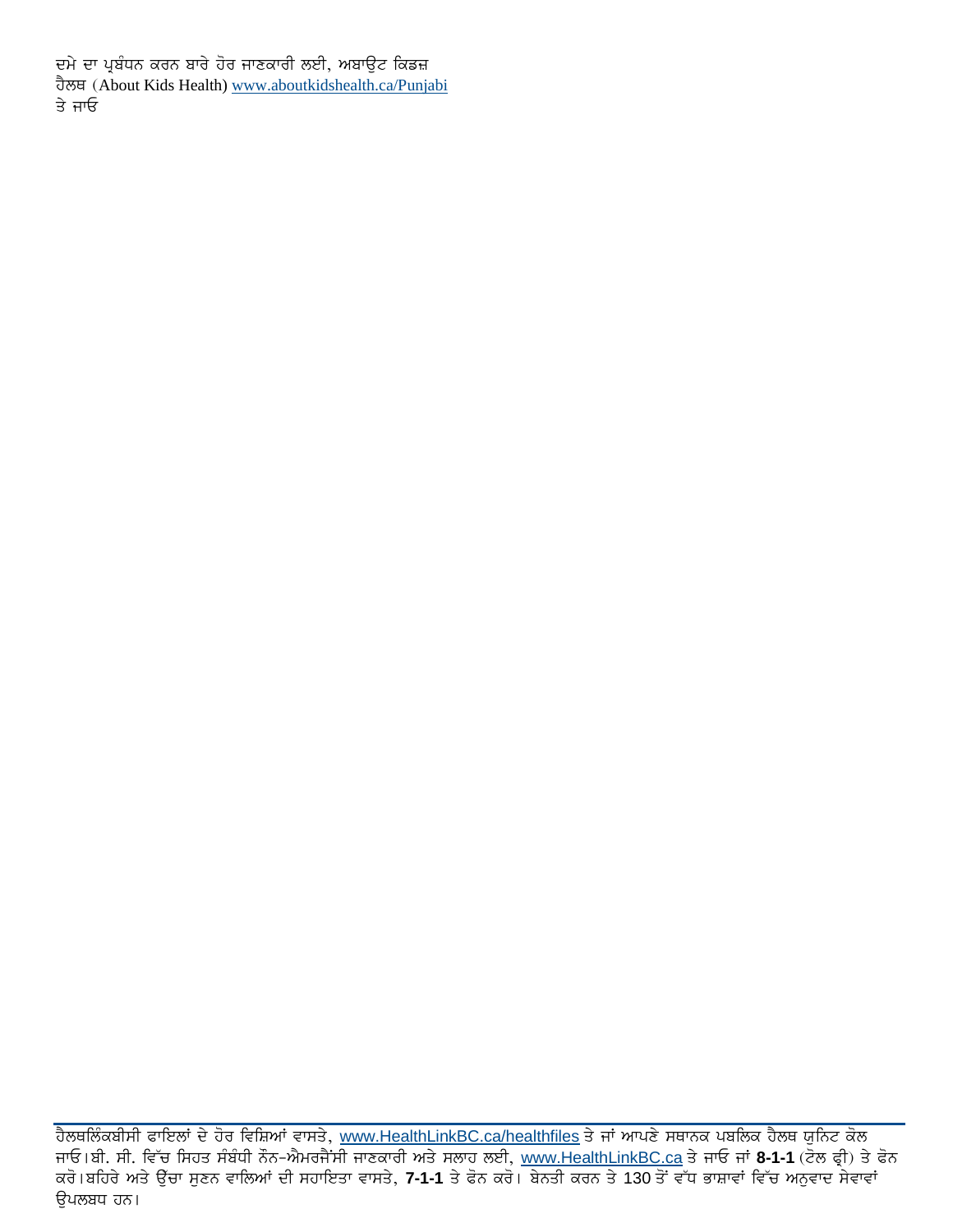ਦਮੇ ਦਾ ਪ੍ਰਬੰਧਨ ਕਰਨ ਬਾਰੇ ਹੋਰ ਜਾਣਕਾਰੀ ਲਈ, ਅਬਾਊਟ ਕਿਡਜ਼ ਹੈਲਥ (About Kids Health) www.aboutkidshealth.ca/Punjabi ਤੇ ਜਾਓ

---

ਹੈਲਥਲਿੰਕਬੀਸੀ ਫਾਇਲਾਂ ਦੇ ਹੋਰ ਵਿਸ਼ਿਆਂ ਵਾਸਤੇ, www.HealthLinkBC.ca/healthfiles ਤੇ ਜਾਂ ਆਪਣੇ ਸਥਾਨਕ ਪਬਲਿਕ ਹੈਲਥ ਯੂਨਿਟ ਕੋਲ ਜਾਓ।ਬੀ. ਸੀ. ਵਿੱਚ ਸਿਹਤ ਸੰਬੰਧੀ ਨੌਨ-ਐਮਰਜੈਂਸੀ ਜਾਣਕਾਰੀ ਅਤੇ ਸਲਾਹ ਲਈ, www.HealthLinkBC.ca ਤੇ ਜਾਓ ਜਾਂ **8-1-1** (ਟੋਲ ਫ੍ਰੀ) ਤੇ ਫੋਨ ਕਰੋ।ਬਹਿਰੇ ਅਤੇ ਉੱਚਾ ਸੁਣਨ ਵਾਲਿਆਂ ਦੀ ਸਹਾਇਤਾ ਵਾਸਤੇ, **7-1-1** ਤੇ ਫੋਨ ਕਰੋ। ਬੇਨਤੀ ਕਰਨ ਤੇ 130 ਤੋਂ ਵੱਧ ਭਾਸ਼ਾਵਾਂ ਵਿੱਚ ਅਨੁਵਾਦ ਸੇਵਾਵਾਂ ਉਪਲਬਧ ਹਨ।